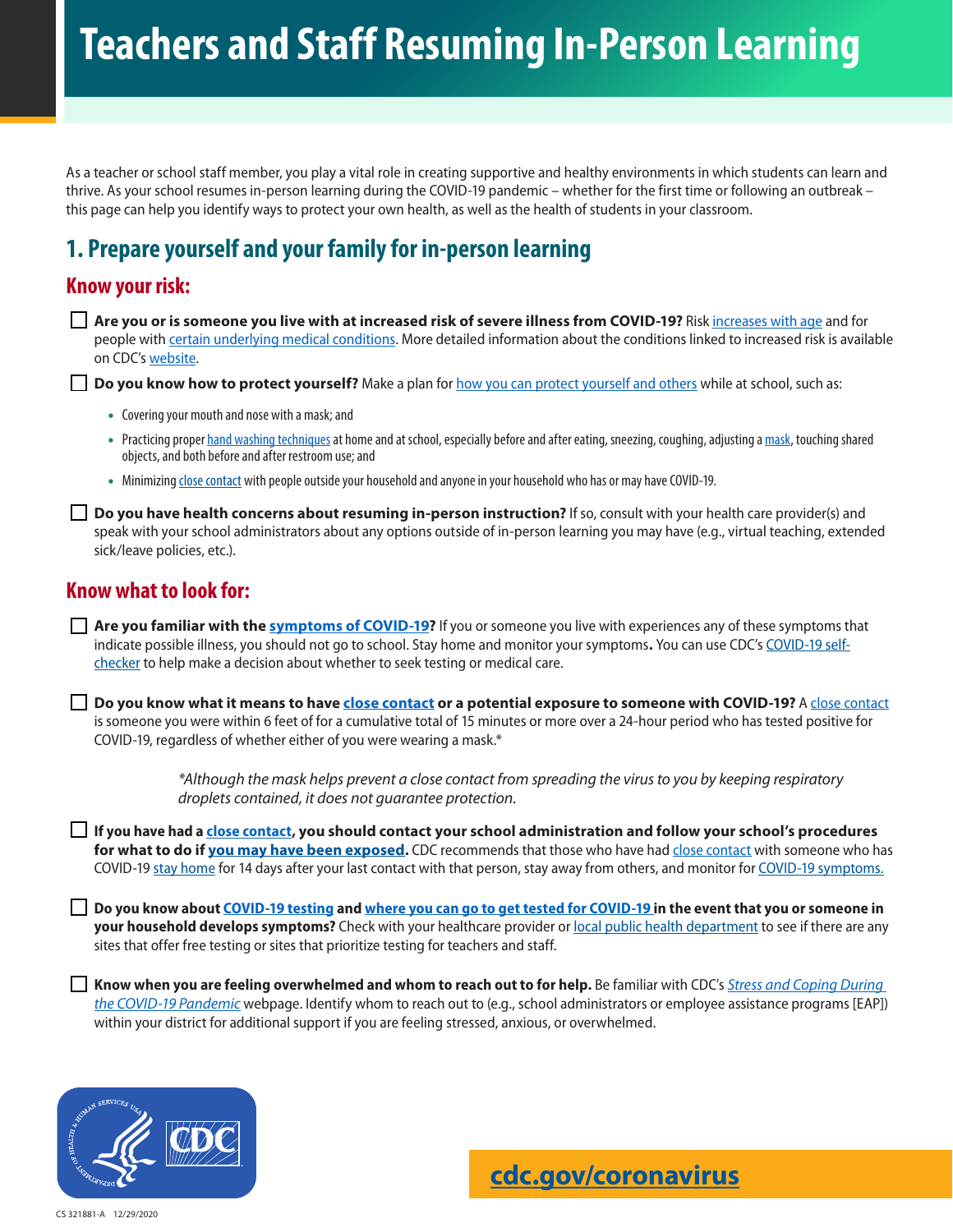# Teachers and Staff Resuming In-Person Learning

As a teacher or school staff member, you play a vital role in creating supportive and healthy environments in which students can learn and thrive. As your school resumes in-person learning during the COVID-19 pandemic – whether for the first time or following an outbreak – this page can help you identify ways to protect your own health, as well as the health of students in your classroom.

## 1. Prepare yourself and your family for in-person learning

### Know your risk:

- [ ] **Are you or is someone you live with at increased risk of severe illness from COVID-19?** Risk increases with age and for people with certain underlying medical conditions. More detailed information about the conditions linked to increased risk is available on CDC's website.

- [ ] **Do you know how to protect yourself?** Make a plan for how you can protect yourself and others while at school, such as:
  - Covering your mouth and nose with a mask; and
  - Practicing proper hand washing techniques at home and at school, especially before and after eating, sneezing, coughing, adjusting a mask, touching shared objects, and both before and after restroom use; and
  - Minimizing close contact with people outside your household and anyone in your household who has or may have COVID-19.

- [ ] **Do you have health concerns about resuming in-person instruction?** If so, consult with your health care provider(s) and speak with your school administrators about any options outside of in-person learning you may have (e.g., virtual teaching, extended sick/leave policies, etc.).

### Know what to look for:

- [ ] **Are you familiar with the symptoms of COVID-19?** If you or someone you live with experiences any of these symptoms that indicate possible illness, you should not go to school. Stay home and monitor your symptoms**.** You can use CDC's COVID-19 self-checker to help make a decision about whether to seek testing or medical care.

- [ ] **Do you know what it means to have close contact or a potential exposure to someone with COVID-19?** A close contact is someone you were within 6 feet of for a cumulative total of 15 minutes or more over a 24-hour period who has tested positive for COVID-19, regardless of whether either of you were wearing a mask.*

  *\*Although the mask helps prevent a close contact from spreading the virus to you by keeping respiratory droplets contained, it does not guarantee protection.*

- [ ] **If you have had a close contact, you should contact your school administration and follow your school's procedures for what to do if you may have been exposed.** CDC recommends that those who have had close contact with someone who has COVID-19 stay home for 14 days after your last contact with that person, stay away from others, and monitor for COVID-19 symptoms.

- [ ] **Do you know about COVID-19 testing and where you can go to get tested for COVID-19 in the event that you or someone in your household develops symptoms?** Check with your healthcare provider or local public health department to see if there are any sites that offer free testing or sites that prioritize testing for teachers and staff.

- [ ] **Know when you are feeling overwhelmed and whom to reach out to for help.** Be familiar with CDC's *Stress and Coping During the COVID-19 Pandemic* webpage. Identify whom to reach out to (e.g., school administrators or employee assistance programs [EAP]) within your district for additional support if you are feeling stressed, anxious, or overwhelmed.

**cdc.gov/coronavirus**

CS 321881-A 12/29/2020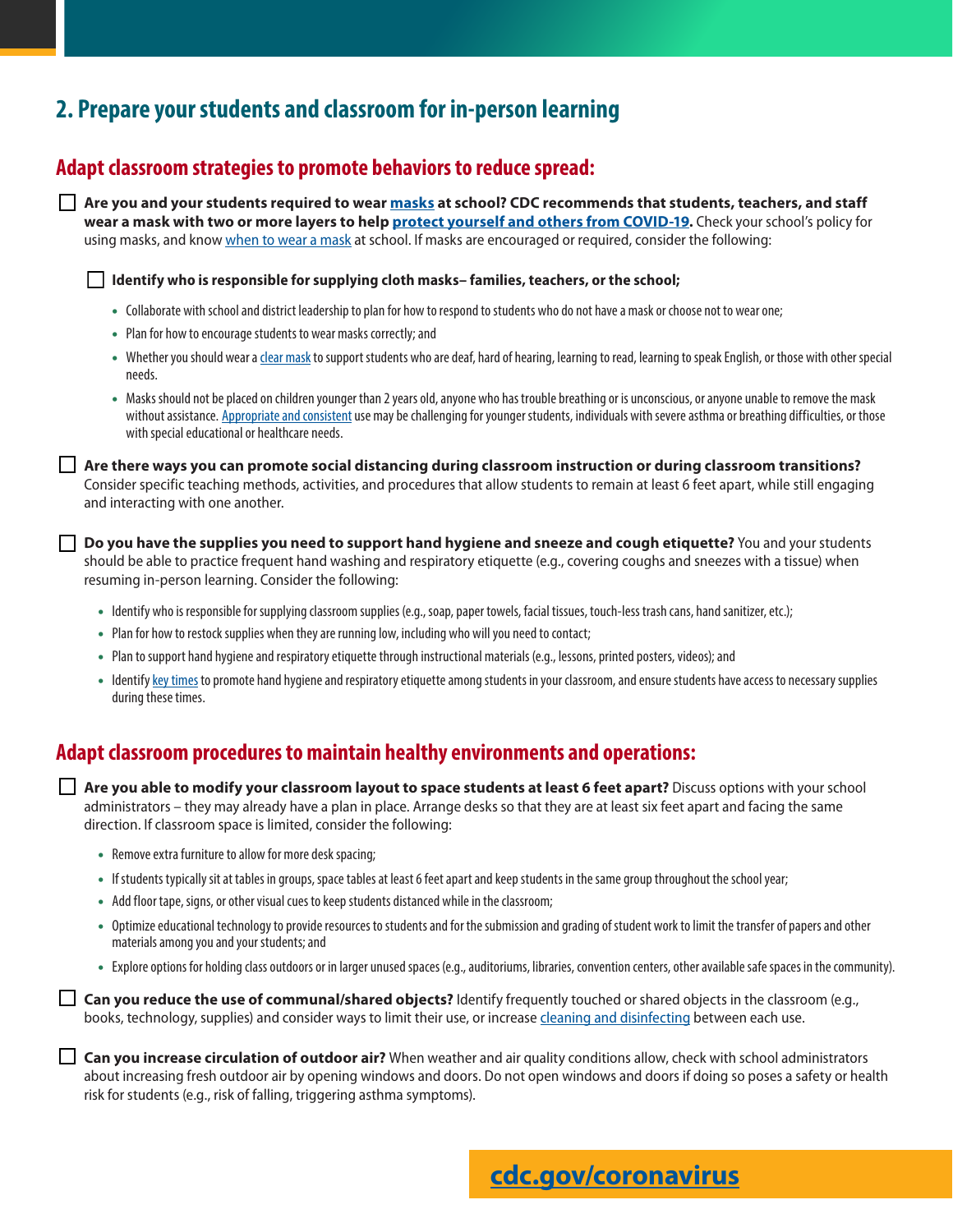## 2. Prepare your students and classroom for in-person learning

### Adapt classroom strategies to promote behaviors to reduce spread:

- [ ] **Are you and your students required to wear masks at school? CDC recommends that students, teachers, and staff wear a mask with two or more layers to help protect yourself and others from COVID-19.** Check your school's policy for using masks, and know when to wear a mask at school. If masks are encouraged or required, consider the following:

  - [ ] **Identify who is responsible for supplying cloth masks– families, teachers, or the school;**

    - Collaborate with school and district leadership to plan for how to respond to students who do not have a mask or choose not to wear one;
    - Plan for how to encourage students to wear masks correctly; and
    - Whether you should wear a clear mask to support students who are deaf, hard of hearing, learning to read, learning to speak English, or those with other special needs.
    - Masks should not be placed on children younger than 2 years old, anyone who has trouble breathing or is unconscious, or anyone unable to remove the mask without assistance. Appropriate and consistent use may be challenging for younger students, individuals with severe asthma or breathing difficulties, or those with special educational or healthcare needs.

- [ ] **Are there ways you can promote social distancing during classroom instruction or during classroom transitions?** Consider specific teaching methods, activities, and procedures that allow students to remain at least 6 feet apart, while still engaging and interacting with one another.

- [ ] **Do you have the supplies you need to support hand hygiene and sneeze and cough etiquette?** You and your students should be able to practice frequent hand washing and respiratory etiquette (e.g., covering coughs and sneezes with a tissue) when resuming in-person learning. Consider the following:

  - Identify who is responsible for supplying classroom supplies (e.g., soap, paper towels, facial tissues, touch-less trash cans, hand sanitizer, etc.);
  - Plan for how to restock supplies when they are running low, including who will you need to contact;
  - Plan to support hand hygiene and respiratory etiquette through instructional materials (e.g., lessons, printed posters, videos); and
  - Identify key times to promote hand hygiene and respiratory etiquette among students in your classroom, and ensure students have access to necessary supplies during these times.

### Adapt classroom procedures to maintain healthy environments and operations:

- [ ] **Are you able to modify your classroom layout to space students at least 6 feet apart?** Discuss options with your school administrators – they may already have a plan in place. Arrange desks so that they are at least six feet apart and facing the same direction. If classroom space is limited, consider the following:

  - Remove extra furniture to allow for more desk spacing;
  - If students typically sit at tables in groups, space tables at least 6 feet apart and keep students in the same group throughout the school year;
  - Add floor tape, signs, or other visual cues to keep students distanced while in the classroom;
  - Optimize educational technology to provide resources to students and for the submission and grading of student work to limit the transfer of papers and other materials among you and your students; and
  - Explore options for holding class outdoors or in larger unused spaces (e.g., auditoriums, libraries, convention centers, other available safe spaces in the community).

- [ ] **Can you reduce the use of communal/shared objects?** Identify frequently touched or shared objects in the classroom (e.g., books, technology, supplies) and consider ways to limit their use, or increase cleaning and disinfecting between each use.

- [ ] **Can you increase circulation of outdoor air?** When weather and air quality conditions allow, check with school administrators about increasing fresh outdoor air by opening windows and doors. Do not open windows and doors if doing so poses a safety or health risk for students (e.g., risk of falling, triggering asthma symptoms).

**cdc.gov/coronavirus**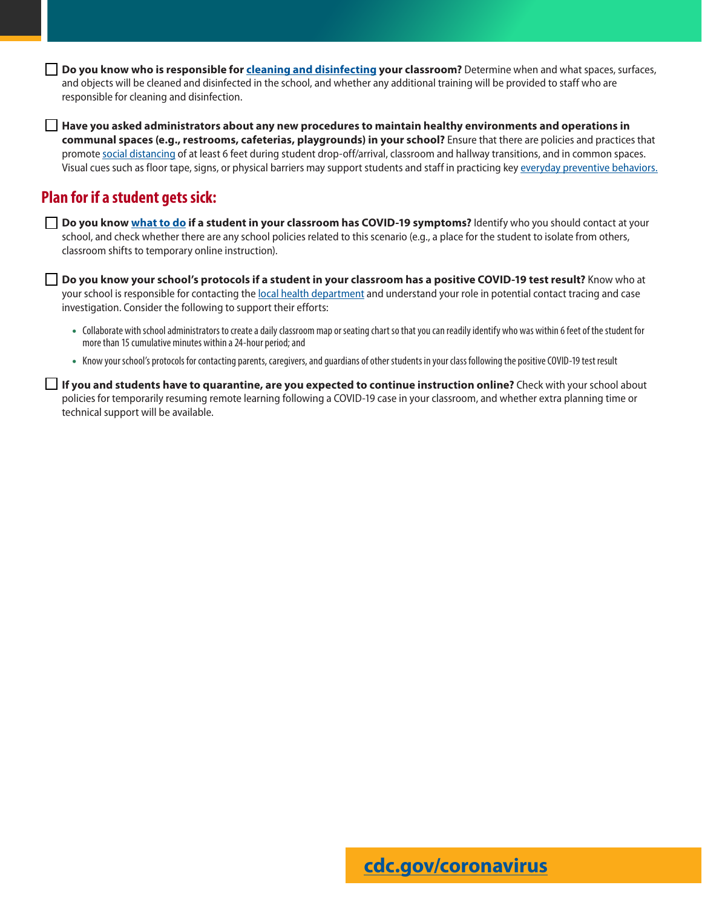- [ ] **Do you know who is responsible for cleaning and disinfecting your classroom?** Determine when and what spaces, surfaces, and objects will be cleaned and disinfected in the school, and whether any additional training will be provided to staff who are responsible for cleaning and disinfection.

- [ ] **Have you asked administrators about any new procedures to maintain healthy environments and operations in communal spaces (e.g., restrooms, cafeterias, playgrounds) in your school?** Ensure that there are policies and practices that promote social distancing of at least 6 feet during student drop-off/arrival, classroom and hallway transitions, and in common spaces. Visual cues such as floor tape, signs, or physical barriers may support students and staff in practicing key everyday preventive behaviors.

## Plan for if a student gets sick:

- [ ] **Do you know what to do if a student in your classroom has COVID-19 symptoms?** Identify who you should contact at your school, and check whether there are any school policies related to this scenario (e.g., a place for the student to isolate from others, classroom shifts to temporary online instruction).

- [ ] **Do you know your school's protocols if a student in your classroom has a positive COVID-19 test result?** Know who at your school is responsible for contacting the local health department and understand your role in potential contact tracing and case investigation. Consider the following to support their efforts:
  - Collaborate with school administrators to create a daily classroom map or seating chart so that you can readily identify who was within 6 feet of the student for more than 15 cumulative minutes within a 24-hour period; and
  - Know your school's protocols for contacting parents, caregivers, and guardians of other students in your class following the positive COVID-19 test result

- [ ] **If you and students have to quarantine, are you expected to continue instruction online?** Check with your school about policies for temporarily resuming remote learning following a COVID-19 case in your classroom, and whether extra planning time or technical support will be available.

**cdc.gov/coronavirus**